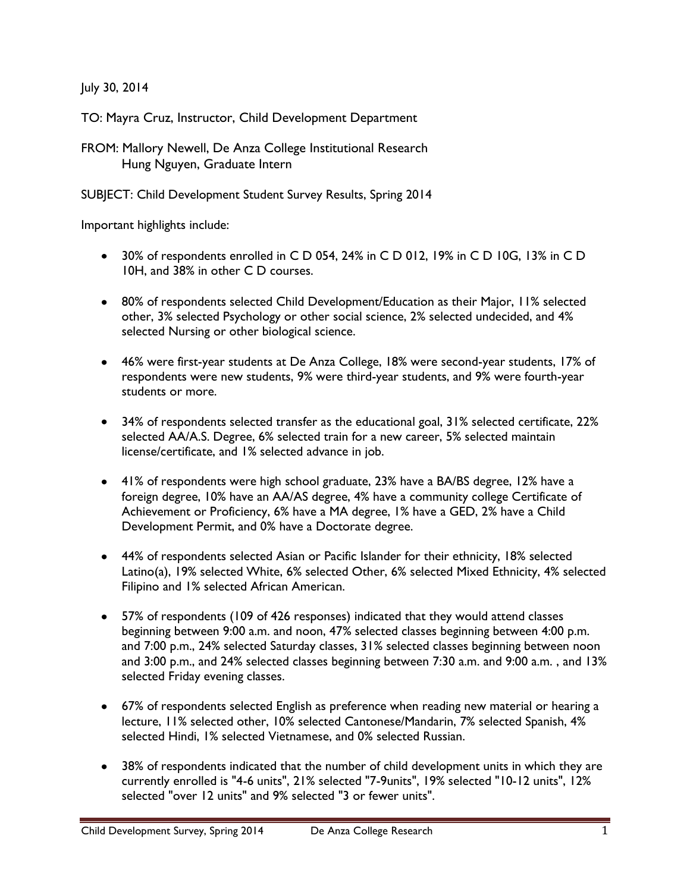July 30, 2014

TO: Mayra Cruz, Instructor, Child Development Department

FROM: Mallory Newell, De Anza College Institutional Research
Hung Nguyen, Graduate Intern

SUBJECT: Child Development Student Survey Results, Spring 2014

Important highlights include:

- 30% of respondents enrolled in C D 054, 24% in C D 012, 19% in C D 10G, 13% in C D 10H, and 38% in other C D courses.

- 80% of respondents selected Child Development/Education as their Major, 11% selected other, 3% selected Psychology or other social science, 2% selected undecided, and 4% selected Nursing or other biological science.

- 46% were first-year students at De Anza College, 18% were second-year students, 17% of respondents were new students, 9% were third-year students, and 9% were fourth-year students or more.

- 34% of respondents selected transfer as the educational goal, 31% selected certificate, 22% selected AA/A.S. Degree, 6% selected train for a new career, 5% selected maintain license/certificate, and 1% selected advance in job.

- 41% of respondents were high school graduate, 23% have a BA/BS degree, 12% have a foreign degree, 10% have an AA/AS degree, 4% have a community college Certificate of Achievement or Proficiency, 6% have a MA degree, 1% have a GED, 2% have a Child Development Permit, and 0% have a Doctorate degree.

- 44% of respondents selected Asian or Pacific Islander for their ethnicity, 18% selected Latino(a), 19% selected White, 6% selected Other, 6% selected Mixed Ethnicity, 4% selected Filipino and 1% selected African American.

- 57% of respondents (109 of 426 responses) indicated that they would attend classes beginning between 9:00 a.m. and noon, 47% selected classes beginning between 4:00 p.m. and 7:00 p.m., 24% selected Saturday classes, 31% selected classes beginning between noon and 3:00 p.m., and 24% selected classes beginning between 7:30 a.m. and 9:00 a.m. , and 13% selected Friday evening classes.

- 67% of respondents selected English as preference when reading new material or hearing a lecture, 11% selected other, 10% selected Cantonese/Mandarin, 7% selected Spanish, 4% selected Hindi, 1% selected Vietnamese, and 0% selected Russian.

- 38% of respondents indicated that the number of child development units in which they are currently enrolled is "4-6 units", 21% selected "7-9units", 19% selected "10-12 units", 12% selected "over 12 units" and 9% selected "3 or fewer units".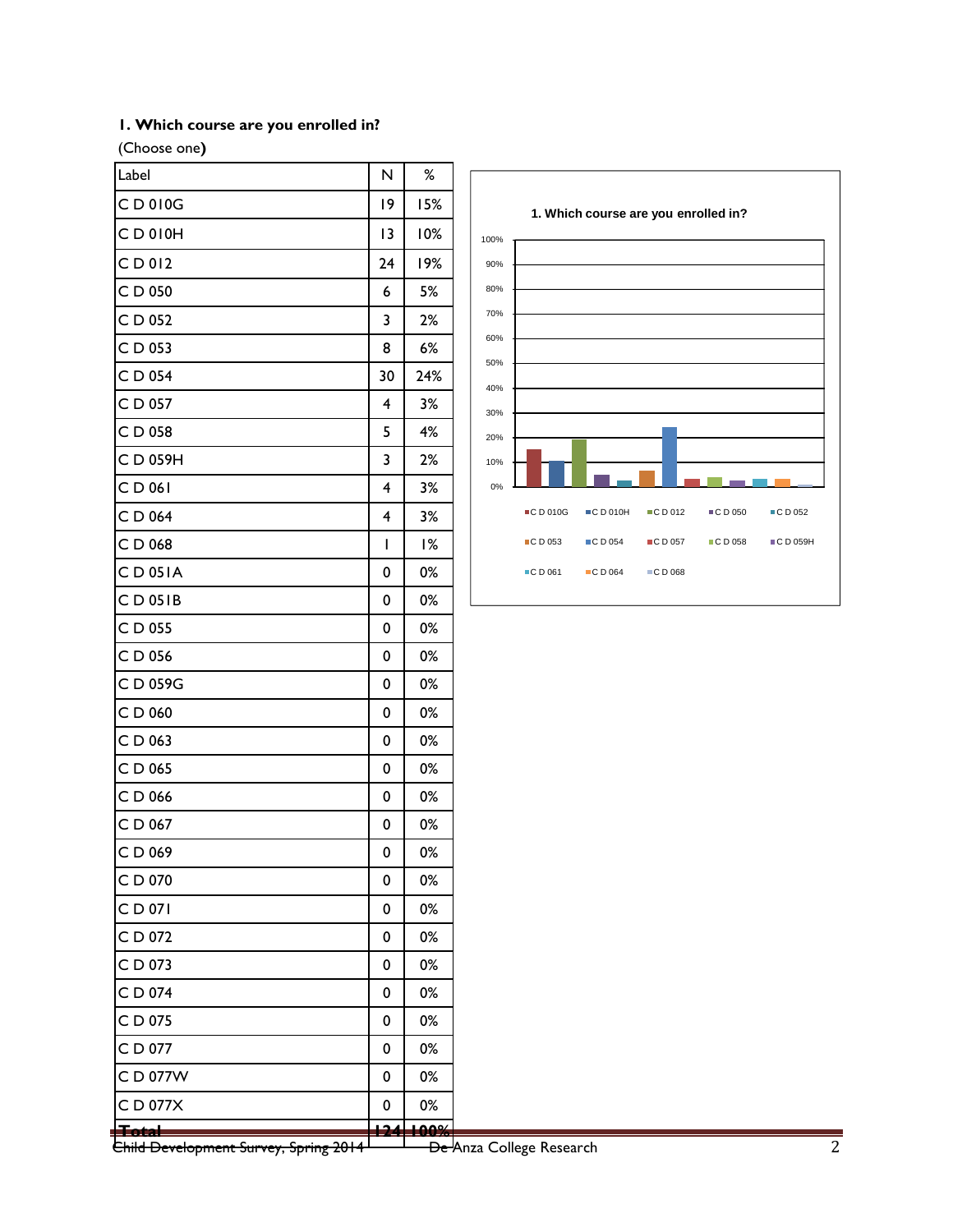**1. Which course are you enrolled in?**

(Choose one**)**

| Label | N | % |
|---|---|---|
| C D 010G | 19 | 15% |
| C D 010H | 13 | 10% |
| C D 012 | 24 | 19% |
| C D 050 | 6 | 5% |
| C D 052 | 3 | 2% |
| C D 053 | 8 | 6% |
| C D 054 | 30 | 24% |
| C D 057 | 4 | 3% |
| C D 058 | 5 | 4% |
| C D 059H | 3 | 2% |
| C D 061 | 4 | 3% |
| C D 064 | 4 | 3% |
| C D 068 | 1 | 1% |
| C D 051A | 0 | 0% |
| C D 051B | 0 | 0% |
| C D 055 | 0 | 0% |
| C D 056 | 0 | 0% |
| C D 059G | 0 | 0% |
| C D 060 | 0 | 0% |
| C D 063 | 0 | 0% |
| C D 065 | 0 | 0% |
| C D 066 | 0 | 0% |
| C D 067 | 0 | 0% |
| C D 069 | 0 | 0% |
| C D 070 | 0 | 0% |
| C D 071 | 0 | 0% |
| C D 072 | 0 | 0% |
| C D 073 | 0 | 0% |
| C D 074 | 0 | 0% |
| C D 075 | 0 | 0% |
| C D 077 | 0 | 0% |
| C D 077W | 0 | 0% |
| C D 077X | 0 | 0% |
| **Total** | **124** | **100%** |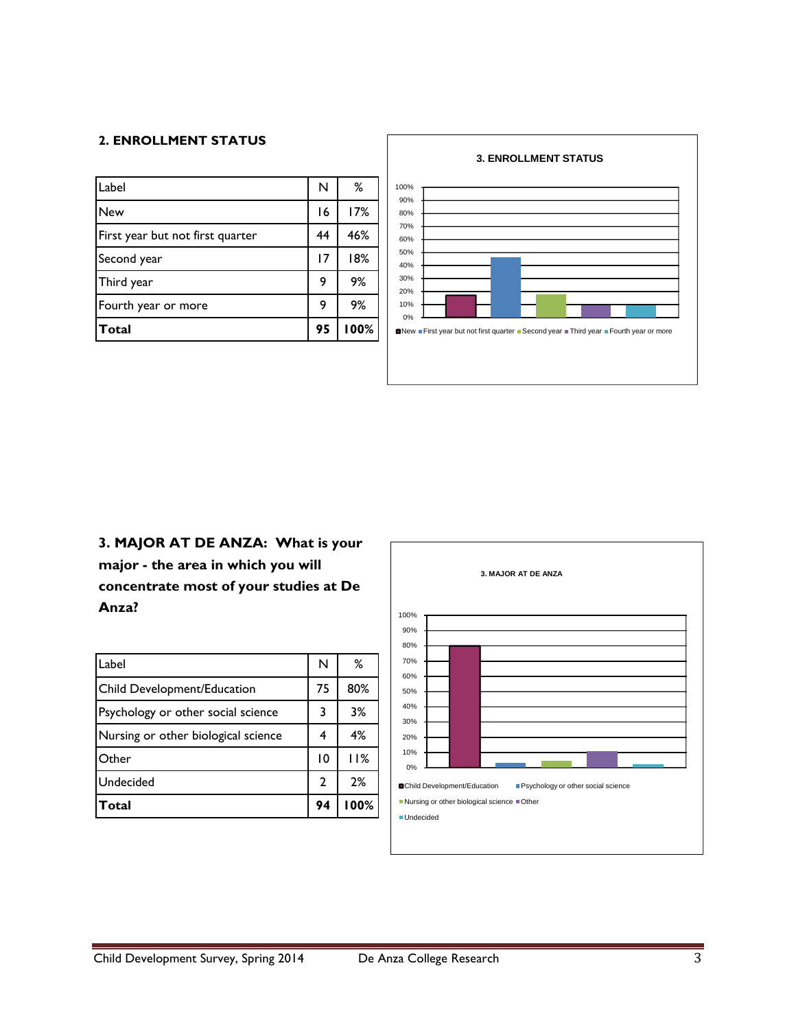## 2. ENROLLMENT STATUS

| Label | N | % |
|---|---|---|
| New | 16 | 17% |
| First year but not first quarter | 44 | 46% |
| Second year | 17 | 18% |
| Third year | 9 | 9% |
| Fourth year or more | 9 | 9% |
| **Total** | **95** | **100%** |

## 3. MAJOR AT DE ANZA: What is your major - the area in which you will concentrate most of your studies at De Anza?

| Label | N | % |
|---|---|---|
| Child Development/Education | 75 | 80% |
| Psychology or other social science | 3 | 3% |
| Nursing or other biological science | 4 | 4% |
| Other | 10 | 11% |
| Undecided | 2 | 2% |
| **Total** | **94** | **100%** |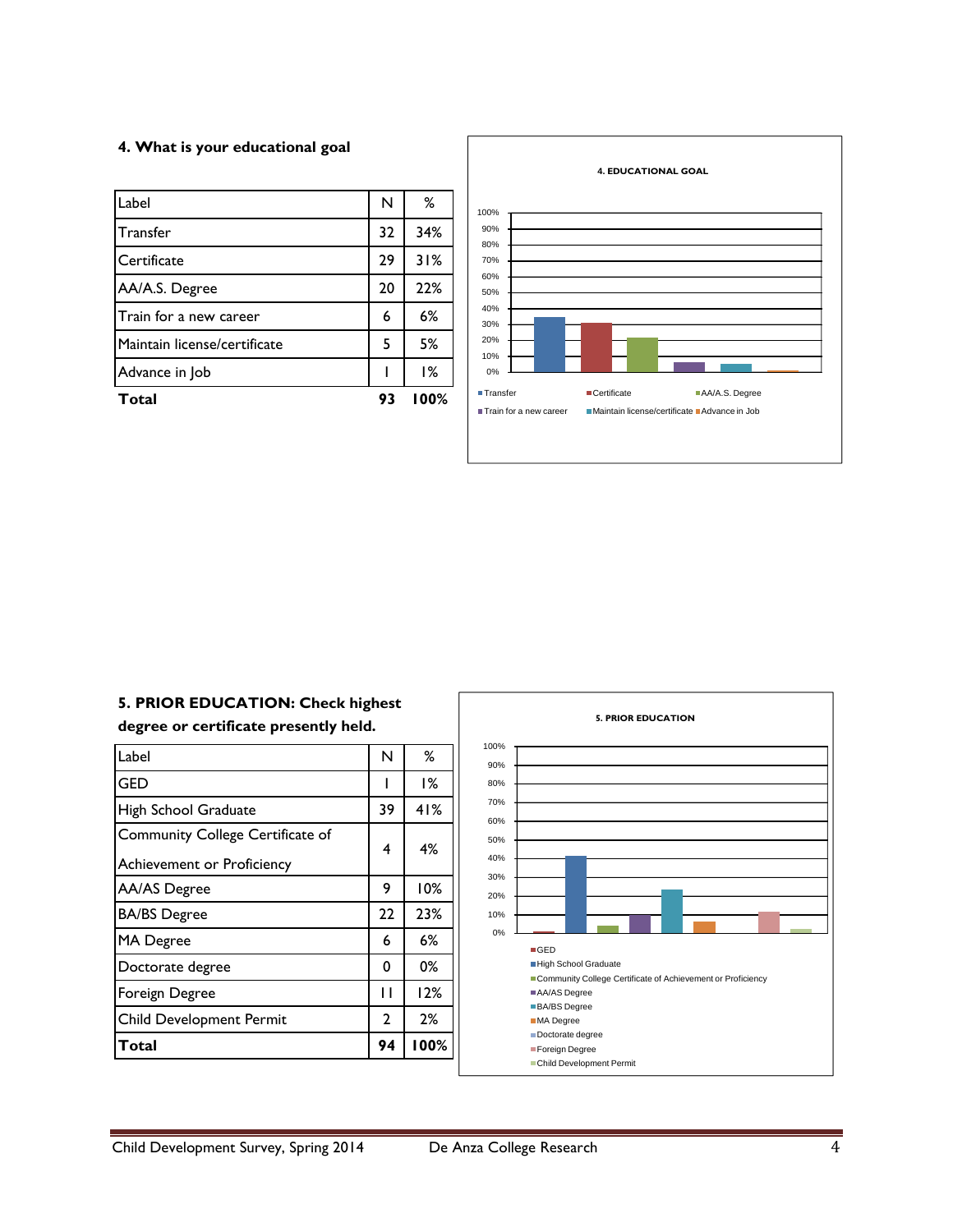### 4. What is your educational goal

| Label | N | % |
|---|---|---|
| Transfer | 32 | 34% |
| Certificate | 29 | 31% |
| AA/A.S. Degree | 20 | 22% |
| Train for a new career | 6 | 6% |
| Maintain license/certificate | 5 | 5% |
| Advance in Job | 1 | 1% |
| **Total** | **93** | **100%** |

4. EDUCATIONAL GOAL

### 5. PRIOR EDUCATION: Check highest degree or certificate presently held.

| Label | N | % |
|---|---|---|
| GED | 1 | 1% |
| High School Graduate | 39 | 41% |
| Community College Certificate of Achievement or Proficiency | 4 | 4% |
| AA/AS Degree | 9 | 10% |
| BA/BS Degree | 22 | 23% |
| MA Degree | 6 | 6% |
| Doctorate degree | 0 | 0% |
| Foreign Degree | 11 | 12% |
| Child Development Permit | 2 | 2% |
| **Total** | **94** | **100%** |

5. PRIOR EDUCATION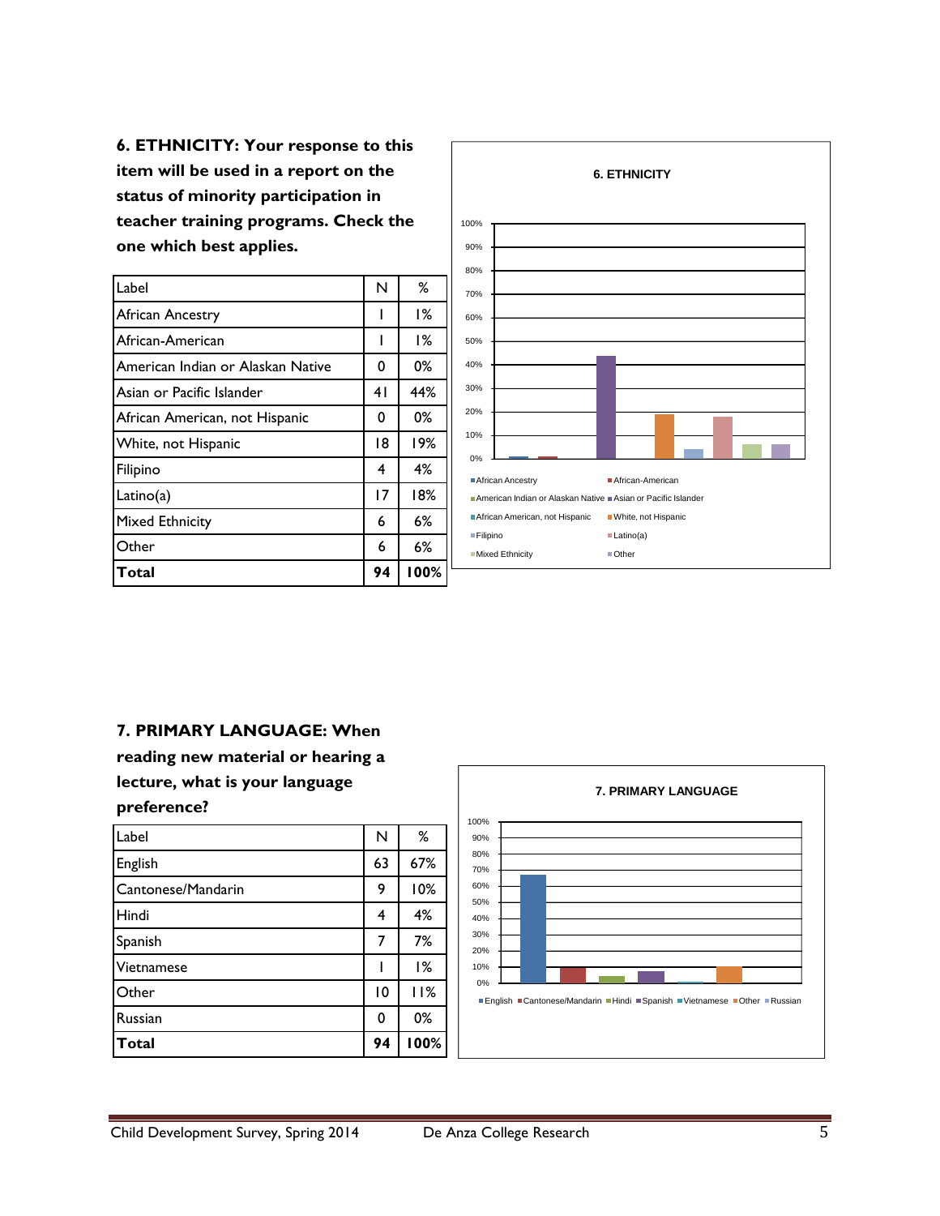**6. ETHNICITY: Your response to this item will be used in a report on the status of minority participation in teacher training programs. Check the one which best applies.**

| Label | N | % |
|---|---|---|
| African Ancestry | 1 | 1% |
| African-American | 1 | 1% |
| American Indian or Alaskan Native | 0 | 0% |
| Asian or Pacific Islander | 41 | 44% |
| African American, not Hispanic | 0 | 0% |
| White, not Hispanic | 18 | 19% |
| Filipino | 4 | 4% |
| Latino(a) | 17 | 18% |
| Mixed Ethnicity | 6 | 6% |
| Other | 6 | 6% |
| **Total** | **94** | **100%** |

**7. PRIMARY LANGUAGE: When reading new material or hearing a lecture, what is your language preference?**

| Label | N | % |
|---|---|---|
| English | 63 | 67% |
| Cantonese/Mandarin | 9 | 10% |
| Hindi | 4 | 4% |
| Spanish | 7 | 7% |
| Vietnamese | 1 | 1% |
| Other | 10 | 11% |
| Russian | 0 | 0% |
| **Total** | **94** | **100%** |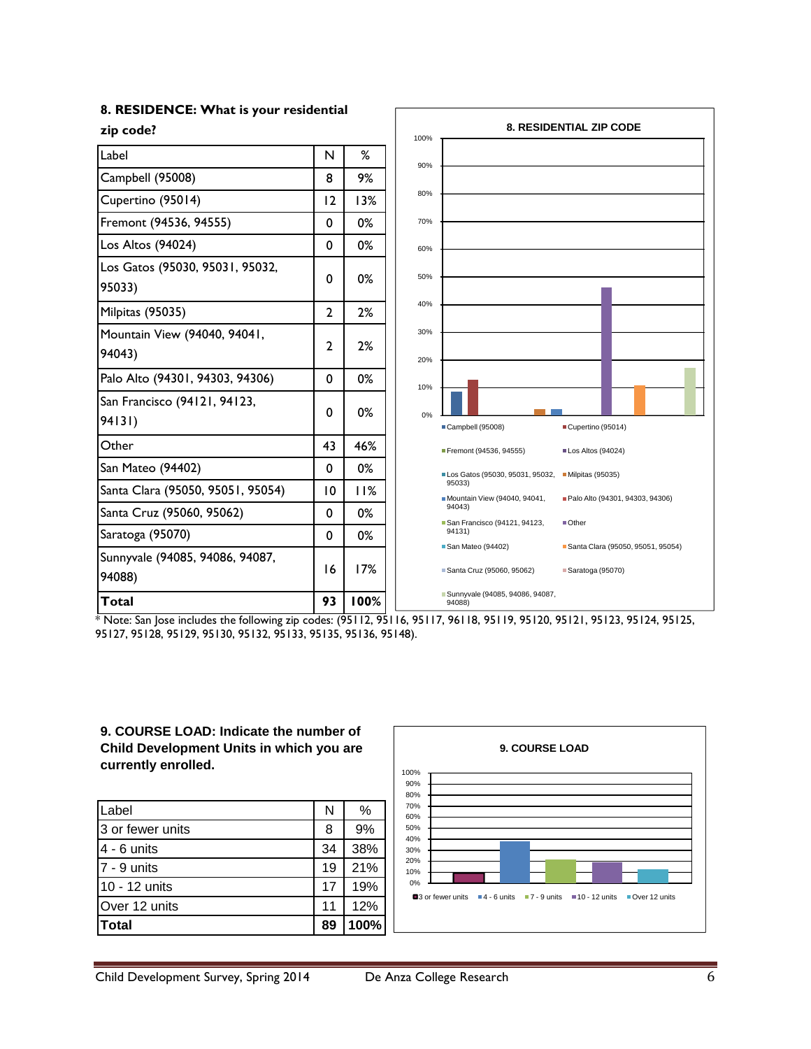## 8. RESIDENCE: What is your residential zip code?

| Label | N | % |
|---|---|---|
| Campbell (95008) | 8 | 9% |
| Cupertino (95014) | 12 | 13% |
| Fremont (94536, 94555) | 0 | 0% |
| Los Altos (94024) | 0 | 0% |
| Los Gatos (95030, 95031, 95032, 95033) | 0 | 0% |
| Milpitas (95035) | 2 | 2% |
| Mountain View (94040, 94041, 94043) | 2 | 2% |
| Palo Alto (94301, 94303, 94306) | 0 | 0% |
| San Francisco (94121, 94123, 94131) | 0 | 0% |
| Other | 43 | 46% |
| San Mateo (94402) | 0 | 0% |
| Santa Clara (95050, 95051, 95054) | 10 | 11% |
| Santa Cruz (95060, 95062) | 0 | 0% |
| Saratoga (95070) | 0 | 0% |
| Sunnyvale (94085, 94086, 94087, 94088) | 16 | 17% |
| **Total** | **93** | **100%** |

**8. RESIDENTIAL ZIP CODE**

* Note: San Jose includes the following zip codes: (95112, 95116, 95117, 96118, 95119, 95120, 95121, 95123, 95124, 95125, 95127, 95128, 95129, 95130, 95132, 95133, 95135, 95136, 95148).

## 9. COURSE LOAD: Indicate the number of Child Development Units in which you are currently enrolled.

| Label | N | % |
|---|---|---|
| 3 or fewer units | 8 | 9% |
| 4 - 6 units | 34 | 38% |
| 7 - 9 units | 19 | 21% |
| 10 - 12 units | 17 | 19% |
| Over 12 units | 11 | 12% |
| **Total** | **89** | **100%** |

**9. COURSE LOAD**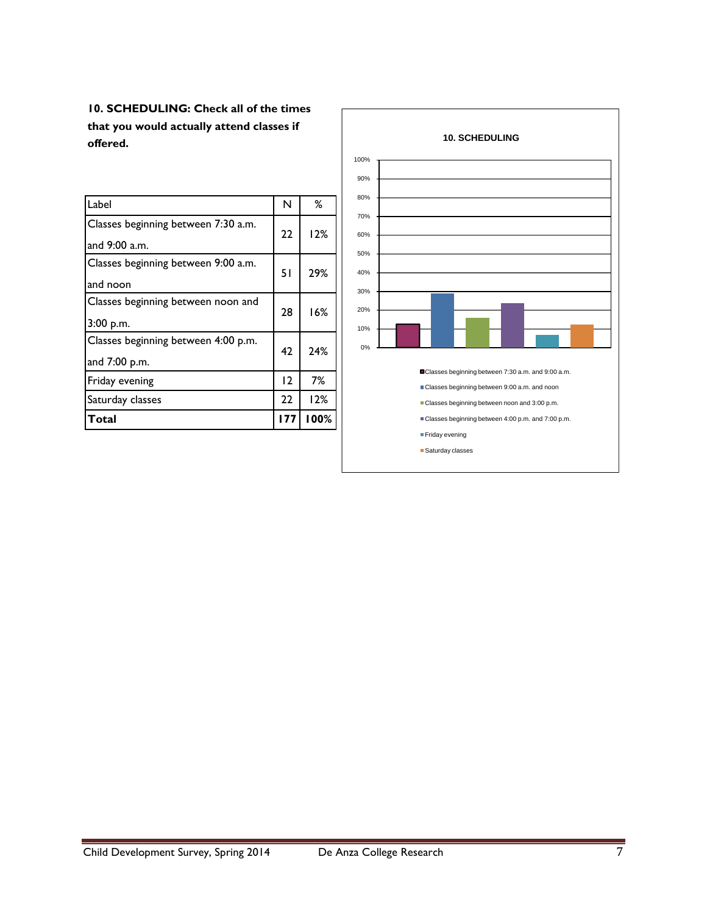**10. SCHEDULING: Check all of the times that you would actually attend classes if offered.**

| Label | N | % |
|---|---|---|
| Classes beginning between 7:30 a.m. and 9:00 a.m. | 22 | 12% |
| Classes beginning between 9:00 a.m. and noon | 51 | 29% |
| Classes beginning between noon and 3:00 p.m. | 28 | 16% |
| Classes beginning between 4:00 p.m. and 7:00 p.m. | 42 | 24% |
| Friday evening | 12 | 7% |
| Saturday classes | 22 | 12% |
| **Total** | **177** | **100%** |

**10. SCHEDULING**

- Classes beginning between 7:30 a.m. and 9:00 a.m.
- Classes beginning between 9:00 a.m. and noon
- Classes beginning between noon and 3:00 p.m.
- Classes beginning between 4:00 p.m. and 7:00 p.m.
- Friday evening
- Saturday classes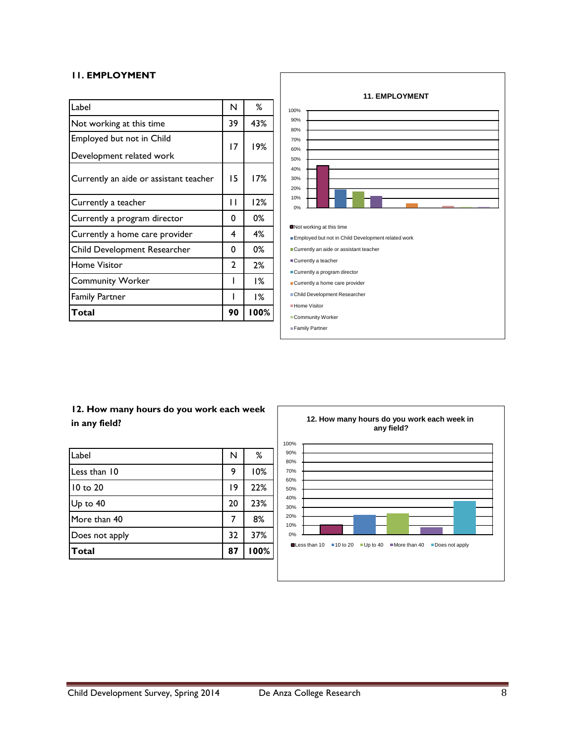## 11. EMPLOYMENT

| Label | N | % |
|---|---|---|
| Not working at this time | 39 | 43% |
| Employed but not in Child Development related work | 17 | 19% |
| Currently an aide or assistant teacher | 15 | 17% |
| Currently a teacher | 11 | 12% |
| Currently a program director | 0 | 0% |
| Currently a home care provider | 4 | 4% |
| Child Development Researcher | 0 | 0% |
| Home Visitor | 2 | 2% |
| Community Worker | 1 | 1% |
| Family Partner | 1 | 1% |
| **Total** | **90** | **100%** |

## 12. How many hours do you work each week in any field?

| Label | N | % |
|---|---|---|
| Less than 10 | 9 | 10% |
| 10 to 20 | 19 | 22% |
| Up to 40 | 20 | 23% |
| More than 40 | 7 | 8% |
| Does not apply | 32 | 37% |
| **Total** | **87** | **100%** |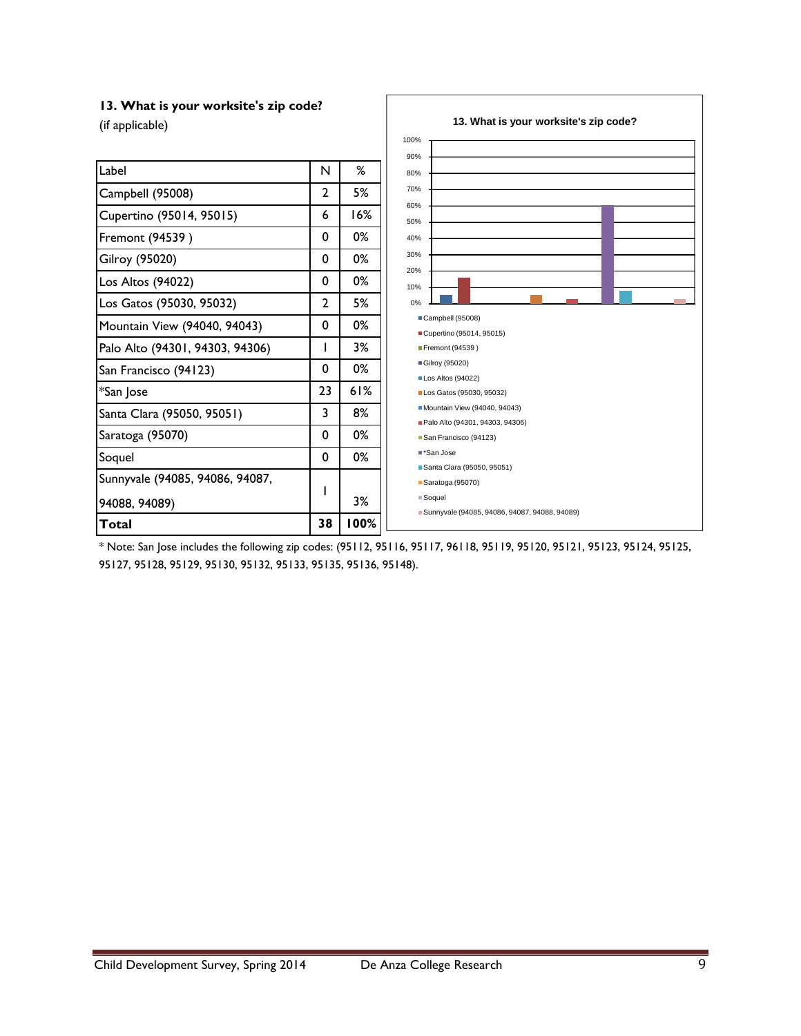### 13. What is your worksite's zip code?

(if applicable)

| Label | N | % |
|---|---|---|
| Campbell (95008) | 2 | 5% |
| Cupertino (95014, 95015) | 6 | 16% |
| Fremont (94539 ) | 0 | 0% |
| Gilroy (95020) | 0 | 0% |
| Los Altos (94022) | 0 | 0% |
| Los Gatos (95030, 95032) | 2 | 5% |
| Mountain View (94040, 94043) | 0 | 0% |
| Palo Alto (94301, 94303, 94306) | 1 | 3% |
| San Francisco (94123) | 0 | 0% |
| *San Jose | 23 | 61% |
| Santa Clara (95050, 95051) | 3 | 8% |
| Saratoga (95070) | 0 | 0% |
| Soquel | 0 | 0% |
| Sunnyvale (94085, 94086, 94087, 94088, 94089) | 1 | 3% |
| **Total** | **38** | **100%** |

13. What is your worksite's zip code?

- Campbell (95008)
- Cupertino (95014, 95015)
- Fremont (94539 )
- Gilroy (95020)
- Los Altos (94022)
- Los Gatos (95030, 95032)
- Mountain View (94040, 94043)
- Palo Alto (94301, 94303, 94306)
- San Francisco (94123)
- *San Jose
- Santa Clara (95050, 95051)
- Saratoga (95070)
- Soquel
- Sunnyvale (94085, 94086, 94087, 94088, 94089)

* Note: San Jose includes the following zip codes: (95112, 95116, 95117, 96118, 95119, 95120, 95121, 95123, 95124, 95125, 95127, 95128, 95129, 95130, 95132, 95133, 95135, 95136, 95148).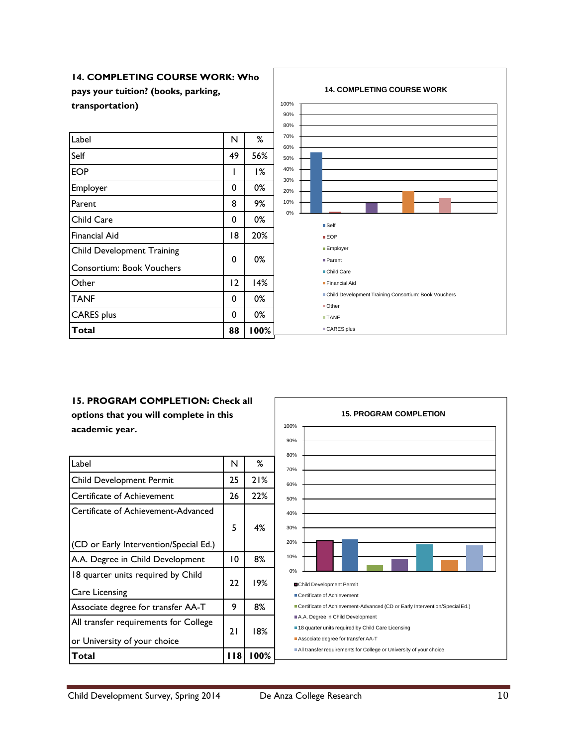### 14. COMPLETING COURSE WORK: Who pays your tuition? (books, parking, transportation)

| Label | N | % |
|---|---|---|
| Self | 49 | 56% |
| EOP | 1 | 1% |
| Employer | 0 | 0% |
| Parent | 8 | 9% |
| Child Care | 0 | 0% |
| Financial Aid | 18 | 20% |
| Child Development Training Consortium: Book Vouchers | 0 | 0% |
| Other | 12 | 14% |
| TANF | 0 | 0% |
| CARES plus | 0 | 0% |
| **Total** | **88** | **100%** |

14. COMPLETING COURSE WORK

Legend: Self, EOP, Employer, Parent, Child Care, Financial Aid, Child Development Training Consortium: Book Vouchers, Other, TANF, CARES plus

### 15. PROGRAM COMPLETION: Check all options that you will complete in this academic year.

| Label | N | % |
|---|---|---|
| Child Development Permit | 25 | 21% |
| Certificate of Achievement | 26 | 22% |
| Certificate of Achievement-Advanced (CD or Early Intervention/Special Ed.) | 5 | 4% |
| A.A. Degree in Child Development | 10 | 8% |
| 18 quarter units required by Child Care Licensing | 22 | 19% |
| Associate degree for transfer AA-T | 9 | 8% |
| All transfer requirements for College or University of your choice | 21 | 18% |
| **Total** | **118** | **100%** |

15. PROGRAM COMPLETION

Legend: Child Development Permit, Certificate of Achievement, Certificate of Achievement-Advanced (CD or Early Intervention/Special Ed.), A.A. Degree in Child Development, 18 quarter units required by Child Care Licensing, Associate degree for transfer AA-T, All transfer requirements for College or University of your choice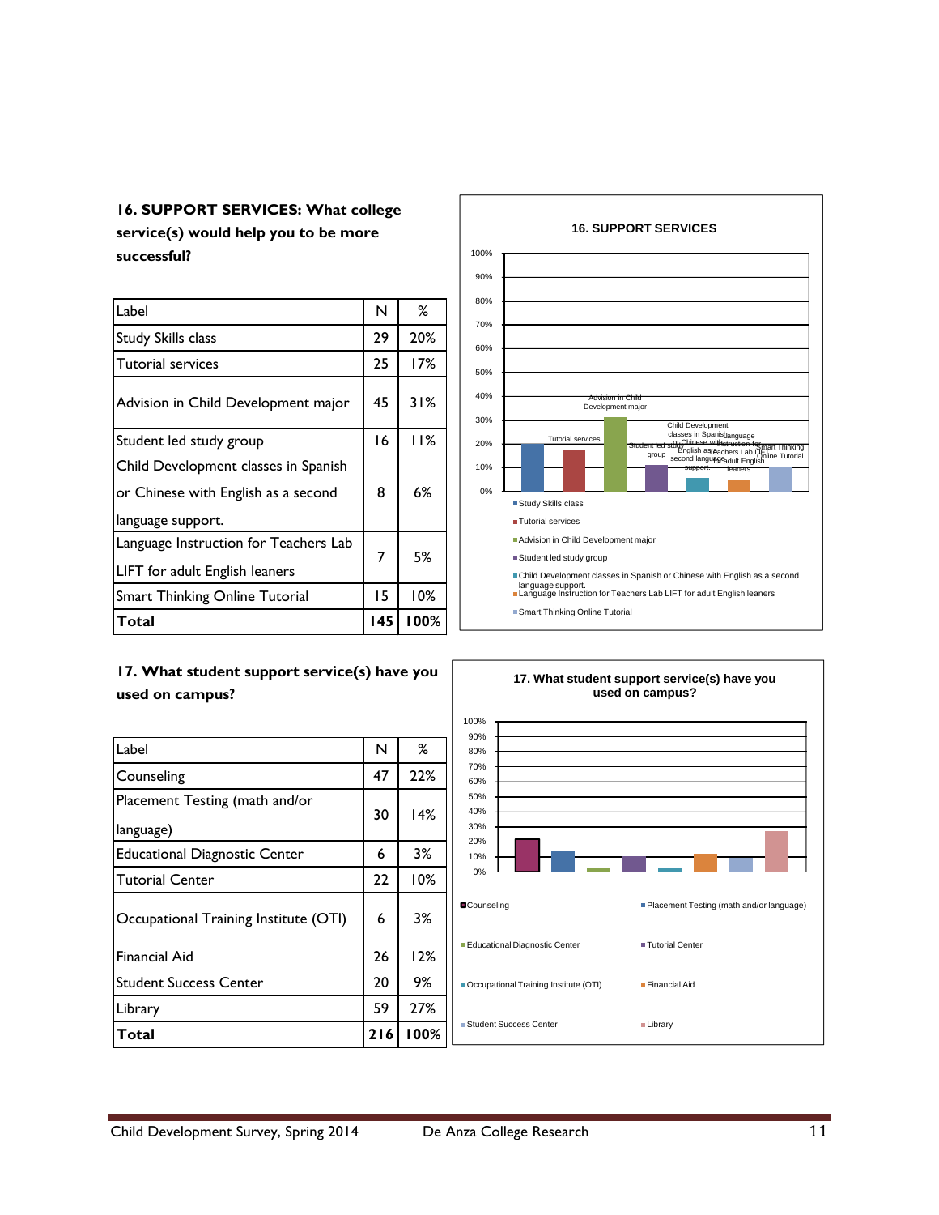## 16. SUPPORT SERVICES: What college service(s) would help you to be more successful?

| Label | N | % |
|---|---|---|
| Study Skills class | 29 | 20% |
| Tutorial services | 25 | 17% |
| Advision in Child Development major | 45 | 31% |
| Student led study group | 16 | 11% |
| Child Development classes in Spanish or Chinese with English as a second language support. | 8 | 6% |
| Language Instruction for Teachers Lab LIFT for adult English leaners | 7 | 5% |
| Smart Thinking Online Tutorial | 15 | 10% |
| **Total** | **145** | **100%** |

**16. SUPPORT SERVICES**

- Study Skills class
- Tutorial services
- Advision in Child Development major
- Student led study group
- Child Development classes in Spanish or Chinese with English as a second language support.
- Language Instruction for Teachers Lab LIFT for adult English leaners
- Smart Thinking Online Tutorial

## 17. What student support service(s) have you used on campus?

| Label | N | % |
|---|---|---|
| Counseling | 47 | 22% |
| Placement Testing (math and/or language) | 30 | 14% |
| Educational Diagnostic Center | 6 | 3% |
| Tutorial Center | 22 | 10% |
| Occupational Training Institute (OTI) | 6 | 3% |
| Financial Aid | 26 | 12% |
| Student Success Center | 20 | 9% |
| Library | 59 | 27% |
| **Total** | **216** | **100%** |

**17. What student support service(s) have you used on campus?**

- Counseling
- Placement Testing (math and/or language)
- Educational Diagnostic Center
- Tutorial Center
- Occupational Training Institute (OTI)
- Financial Aid
- Student Success Center
- Library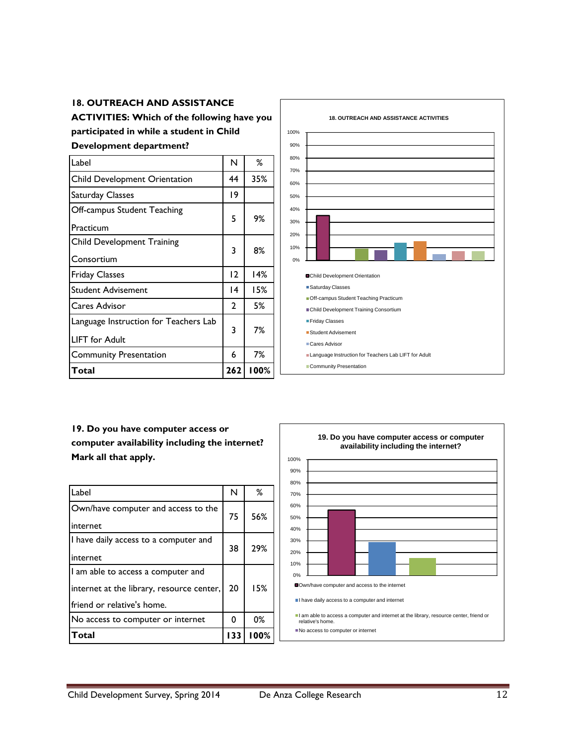**18. OUTREACH AND ASSISTANCE ACTIVITIES: Which of the following have you participated in while a student in Child Development department?**

| Label | N | % |
|---|---|---|
| Child Development Orientation | 44 | 35% |
| Saturday Classes | 19 | |
| Off-campus Student Teaching Practicum | 5 | 9% |
| Child Development Training Consortium | 3 | 8% |
| Friday Classes | 12 | 14% |
| Student Advisement | 14 | 15% |
| Cares Advisor | 2 | 5% |
| Language Instruction for Teachers Lab LIFT for Adult | 3 | 7% |
| Community Presentation | 6 | 7% |
| **Total** | **262** | **100%** |

**18. OUTREACH AND ASSISTANCE ACTIVITIES**

- Child Development Orientation
- Saturday Classes
- Off-campus Student Teaching Practicum
- Child Development Training Consortium
- Friday Classes
- Student Advisement
- Cares Advisor
- Language Instruction for Teachers Lab LIFT for Adult
- Community Presentation

**19. Do you have computer access or computer availability including the internet? Mark all that apply.**

| Label | N | % |
|---|---|---|
| Own/have computer and access to the internet | 75 | 56% |
| I have daily access to a computer and internet | 38 | 29% |
| I am able to access a computer and internet at the library, resource center, friend or relative's home. | 20 | 15% |
| No access to computer or internet | 0 | 0% |
| **Total** | **133** | **100%** |

**19. Do you have computer access or computer availability including the internet?**

- Own/have computer and access to the internet
- I have daily access to a computer and internet
- I am able to access a computer and internet at the library, resource center, friend or relative's home.
- No access to computer or internet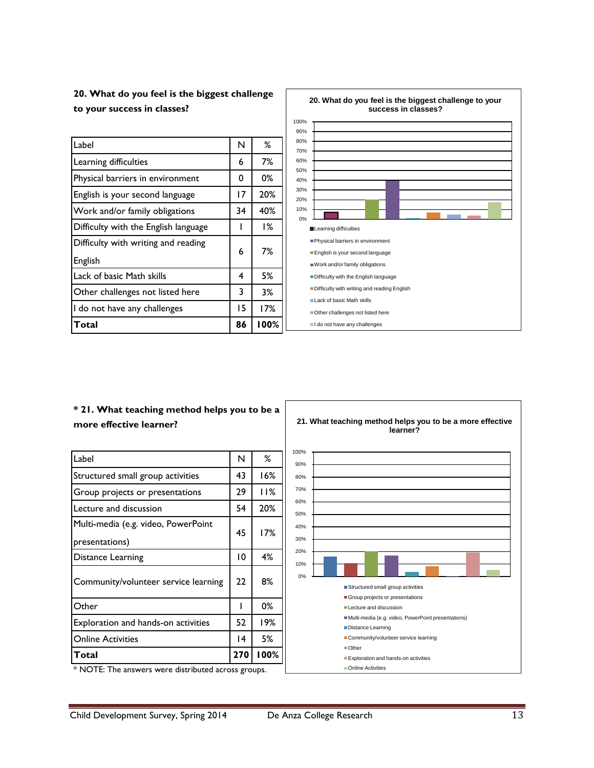### 20. What do you feel is the biggest challenge to your success in classes?

| Label | N | % |
|---|---|---|
| Learning difficulties | 6 | 7% |
| Physical barriers in environment | 0 | 0% |
| English is your second language | 17 | 20% |
| Work and/or family obligations | 34 | 40% |
| Difficulty with the English language | 1 | 1% |
| Difficulty with writing and reading English | 6 | 7% |
| Lack of basic Math skills | 4 | 5% |
| Other challenges not listed here | 3 | 3% |
| I do not have any challenges | 15 | 17% |
| **Total** | **86** | **100%** |

**20. What do you feel is the biggest challenge to your success in classes?**

- Learning difficulties
- Physical barriers in environment
- English is your second language
- Work and/or family obligations
- Difficulty with the English language
- Difficulty with writing and reading English
- Lack of basic Math skills
- Other challenges not listed here
- I do not have any challenges

### * 21. What teaching method helps you to be a more effective learner?

| Label | N | % |
|---|---|---|
| Structured small group activities | 43 | 16% |
| Group projects or presentations | 29 | 11% |
| Lecture and discussion | 54 | 20% |
| Multi-media (e.g. video, PowerPoint presentations) | 45 | 17% |
| Distance Learning | 10 | 4% |
| Community/volunteer service learning | 22 | 8% |
| Other | 1 | 0% |
| Exploration and hands-on activities | 52 | 19% |
| Online Activities | 14 | 5% |
| **Total** | **270** | **100%** |

* NOTE: The answers were distributed across groups.

**21. What teaching method helps you to be a more effective learner?**

- Structured small group activities
- Group projects or presentations
- Lecture and discussion
- Multi-media (e.g. video, PowerPoint presentations)
- Distance Learning
- Community/volunteer service learning
- Other
- Exploration and hands-on activities
- Online Activities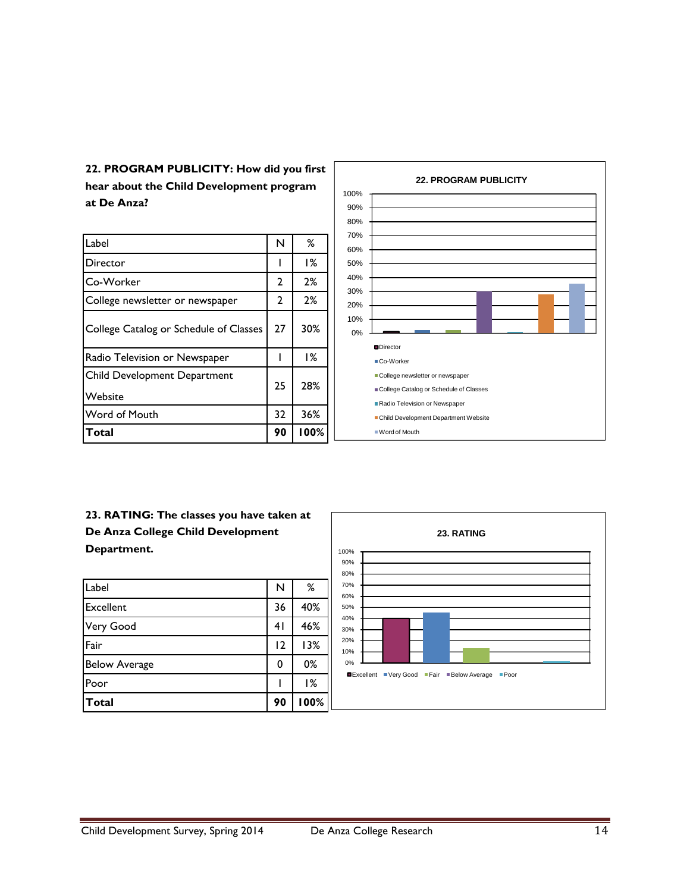**22. PROGRAM PUBLICITY: How did you first hear about the Child Development program at De Anza?**

| Label | N | % |
|---|---|---|
| Director | 1 | 1% |
| Co-Worker | 2 | 2% |
| College newsletter or newspaper | 2 | 2% |
| College Catalog or Schedule of Classes | 27 | 30% |
| Radio Television or Newspaper | 1 | 1% |
| Child Development Department Website | 25 | 28% |
| Word of Mouth | 32 | 36% |
| **Total** | **90** | **100%** |

**22. PROGRAM PUBLICITY**

- Director
- Co-Worker
- College newsletter or newspaper
- College Catalog or Schedule of Classes
- Radio Television or Newspaper
- Child Development Department Website
- Word of Mouth

**23. RATING: The classes you have taken at De Anza College Child Development Department.**

| Label | N | % |
|---|---|---|
| Excellent | 36 | 40% |
| Very Good | 41 | 46% |
| Fair | 12 | 13% |
| Below Average | 0 | 0% |
| Poor | 1 | 1% |
| **Total** | **90** | **100%** |

**23. RATING**

- Excellent
- Very Good
- Fair
- Below Average
- Poor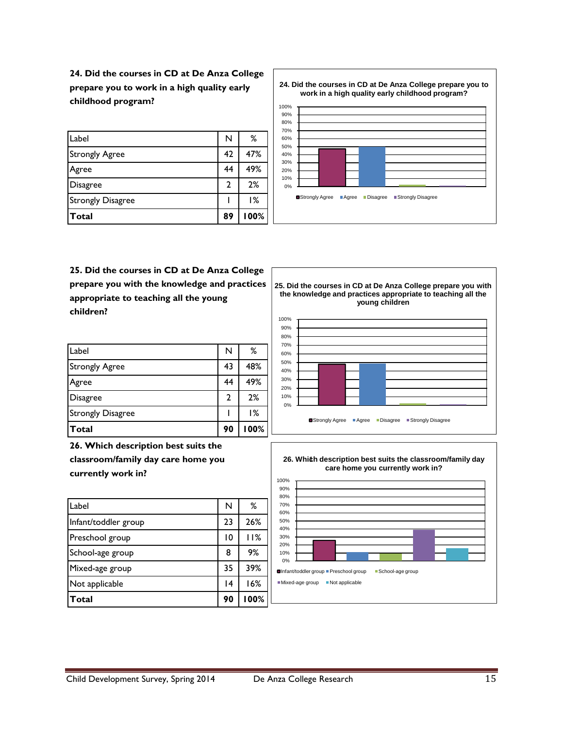### 24. Did the courses in CD at De Anza College prepare you to work in a high quality early childhood program?

| Label | N | % |
|---|---|---|
| Strongly Agree | 42 | 47% |
| Agree | 44 | 49% |
| Disagree | 2 | 2% |
| Strongly Disagree | 1 | 1% |
| **Total** | **89** | **100%** |

### 25. Did the courses in CD at De Anza College prepare you with the knowledge and practices appropriate to teaching all the young children?

| Label | N | % |
|---|---|---|
| Strongly Agree | 43 | 48% |
| Agree | 44 | 49% |
| Disagree | 2 | 2% |
| Strongly Disagree | 1 | 1% |
| **Total** | **90** | **100%** |

### 26. Which description best suits the classroom/family day care home you currently work in?

| Label | N | % |
|---|---|---|
| Infant/toddler group | 23 | 26% |
| Preschool group | 10 | 11% |
| School-age group | 8 | 9% |
| Mixed-age group | 35 | 39% |
| Not applicable | 14 | 16% |
| **Total** | **90** | **100%** |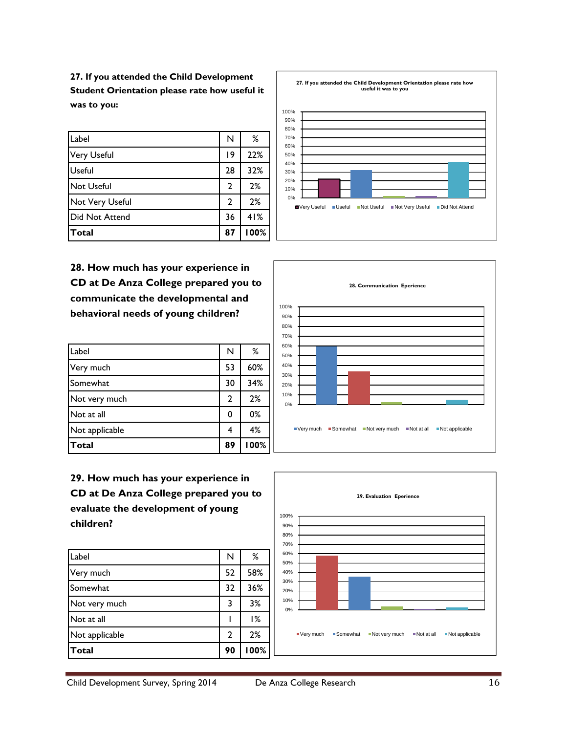**27. If you attended the Child Development Student Orientation please rate how useful it was to you:**

| Label | N | % |
|---|---|---|
| Very Useful | 19 | 22% |
| Useful | 28 | 32% |
| Not Useful | 2 | 2% |
| Not Very Useful | 2 | 2% |
| Did Not Attend | 36 | 41% |
| **Total** | **87** | **100%** |

**28. How much has your experience in CD at De Anza College prepared you to communicate the developmental and behavioral needs of young children?**

| Label | N | % |
|---|---|---|
| Very much | 53 | 60% |
| Somewhat | 30 | 34% |
| Not very much | 2 | 2% |
| Not at all | 0 | 0% |
| Not applicable | 4 | 4% |
| **Total** | **89** | **100%** |

**29. How much has your experience in CD at De Anza College prepared you to evaluate the development of young children?**

| Label | N | % |
|---|---|---|
| Very much | 52 | 58% |
| Somewhat | 32 | 36% |
| Not very much | 3 | 3% |
| Not at all | 1 | 1% |
| Not applicable | 2 | 2% |
| **Total** | **90** | **100%** |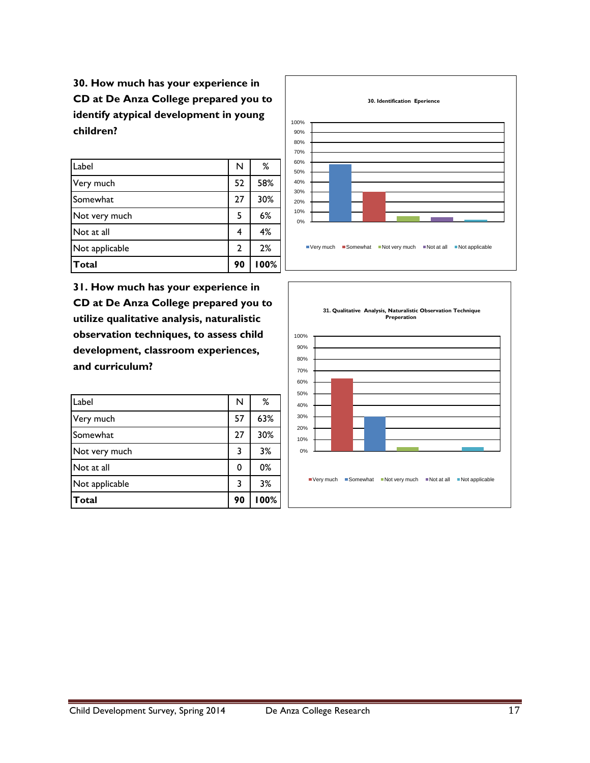**30. How much has your experience in CD at De Anza College prepared you to identify atypical development in young children?**

| Label | N | % |
|---|---|---|
| Very much | 52 | 58% |
| Somewhat | 27 | 30% |
| Not very much | 5 | 6% |
| Not at all | 4 | 4% |
| Not applicable | 2 | 2% |
| **Total** | **90** | **100%** |

**30. Identification Eperience**

**31. How much has your experience in CD at De Anza College prepared you to utilize qualitative analysis, naturalistic observation techniques, to assess child development, classroom experiences, and curriculum?**

| Label | N | % |
|---|---|---|
| Very much | 57 | 63% |
| Somewhat | 27 | 30% |
| Not very much | 3 | 3% |
| Not at all | 0 | 0% |
| Not applicable | 3 | 3% |
| **Total** | **90** | **100%** |

**31. Qualitative Analysis, Naturalistic Observation Technique Preperation**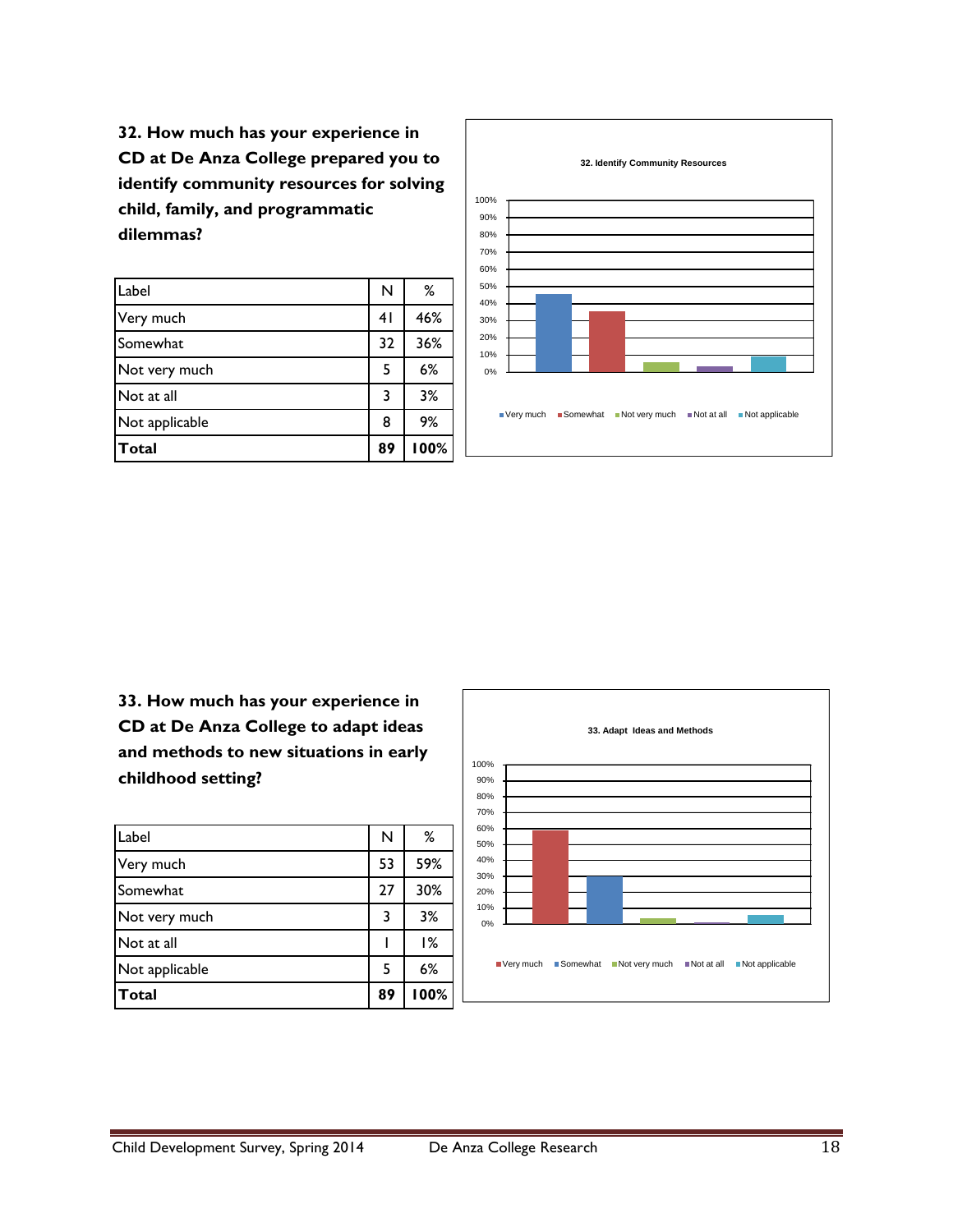**32. How much has your experience in CD at De Anza College prepared you to identify community resources for solving child, family, and programmatic dilemmas?**

| Label | N | % |
|---|---|---|
| Very much | 41 | 46% |
| Somewhat | 32 | 36% |
| Not very much | 5 | 6% |
| Not at all | 3 | 3% |
| Not applicable | 8 | 9% |
| **Total** | **89** | **100%** |

32. Identify Community Resources

**33. How much has your experience in CD at De Anza College to adapt ideas and methods to new situations in early childhood setting?**

| Label | N | % |
|---|---|---|
| Very much | 53 | 59% |
| Somewhat | 27 | 30% |
| Not very much | 3 | 3% |
| Not at all | 1 | 1% |
| Not applicable | 5 | 6% |
| **Total** | **89** | **100%** |

33. Adapt Ideas and Methods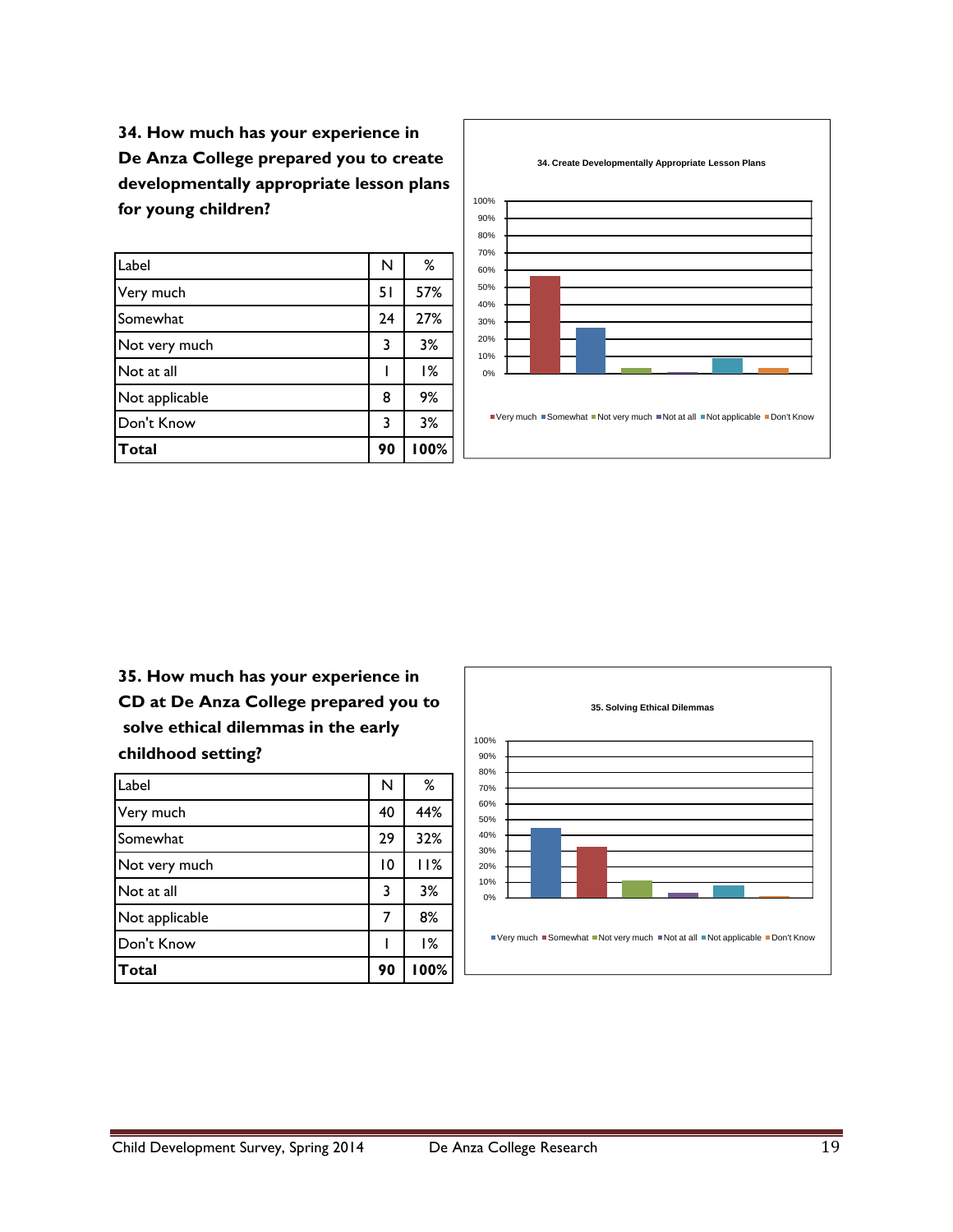**34. How much has your experience in De Anza College prepared you to create developmentally appropriate lesson plans for young children?**

| Label | N | % |
|---|---|---|
| Very much | 51 | 57% |
| Somewhat | 24 | 27% |
| Not very much | 3 | 3% |
| Not at all | 1 | 1% |
| Not applicable | 8 | 9% |
| Don't Know | 3 | 3% |
| **Total** | **90** | **100%** |

**35. How much has your experience in CD at De Anza College prepared you to solve ethical dilemmas in the early childhood setting?**

| Label | N | % |
|---|---|---|
| Very much | 40 | 44% |
| Somewhat | 29 | 32% |
| Not very much | 10 | 11% |
| Not at all | 3 | 3% |
| Not applicable | 7 | 8% |
| Don't Know | 1 | 1% |
| **Total** | **90** | **100%** |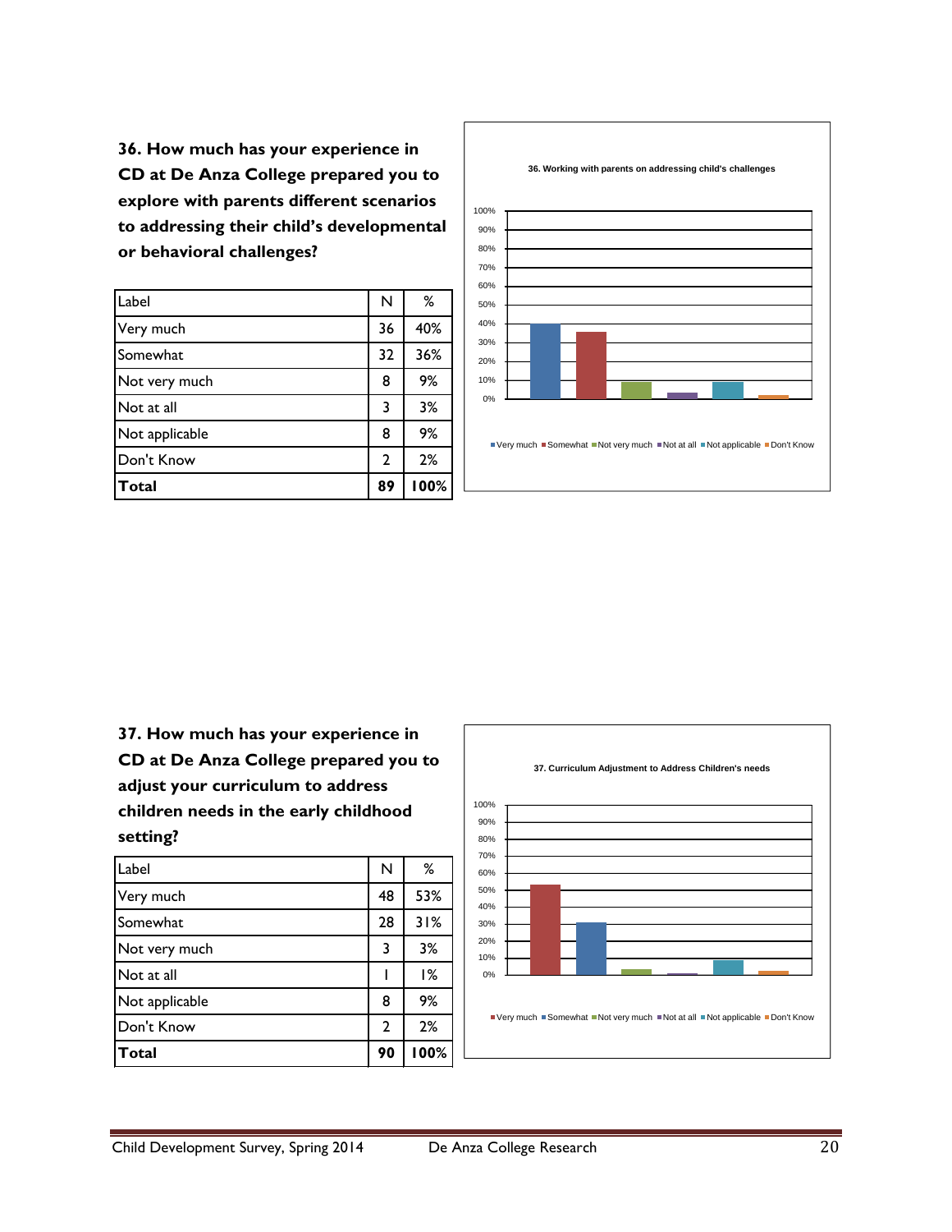**36. How much has your experience in CD at De Anza College prepared you to explore with parents different scenarios to addressing their child's developmental or behavioral challenges?**

| Label | N | % |
|---|---|---|
| Very much | 36 | 40% |
| Somewhat | 32 | 36% |
| Not very much | 8 | 9% |
| Not at all | 3 | 3% |
| Not applicable | 8 | 9% |
| Don't Know | 2 | 2% |
| **Total** | **89** | **100%** |

**37. How much has your experience in CD at De Anza College prepared you to adjust your curriculum to address children needs in the early childhood setting?**

| Label | N | % |
|---|---|---|
| Very much | 48 | 53% |
| Somewhat | 28 | 31% |
| Not very much | 3 | 3% |
| Not at all | 1 | 1% |
| Not applicable | 8 | 9% |
| Don't Know | 2 | 2% |
| **Total** | **90** | **100%** |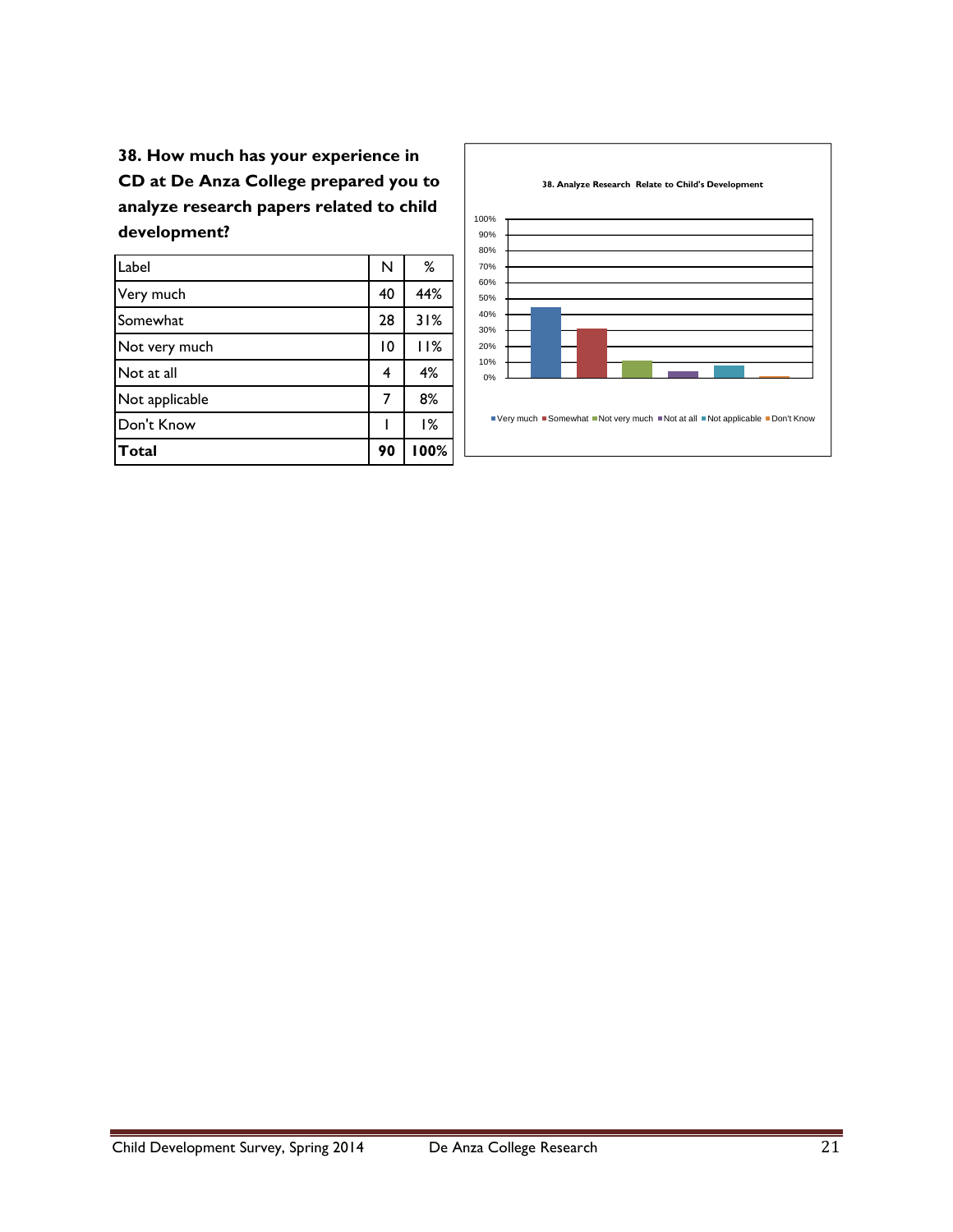**38. How much has your experience in CD at De Anza College prepared you to analyze research papers related to child development?**

| Label | N | % |
|---|---|---|
| Very much | 40 | 44% |
| Somewhat | 28 | 31% |
| Not very much | 10 | 11% |
| Not at all | 4 | 4% |
| Not applicable | 7 | 8% |
| Don't Know | 1 | 1% |
| **Total** | **90** | **100%** |

38. Analyze Research Relate to Child's Development

100%
90%
80%
70%
60%
50%
40%
30%
20%
10%
0%

Very much
Somewhat
Not very much
Not at all
Not applicable
Don't Know